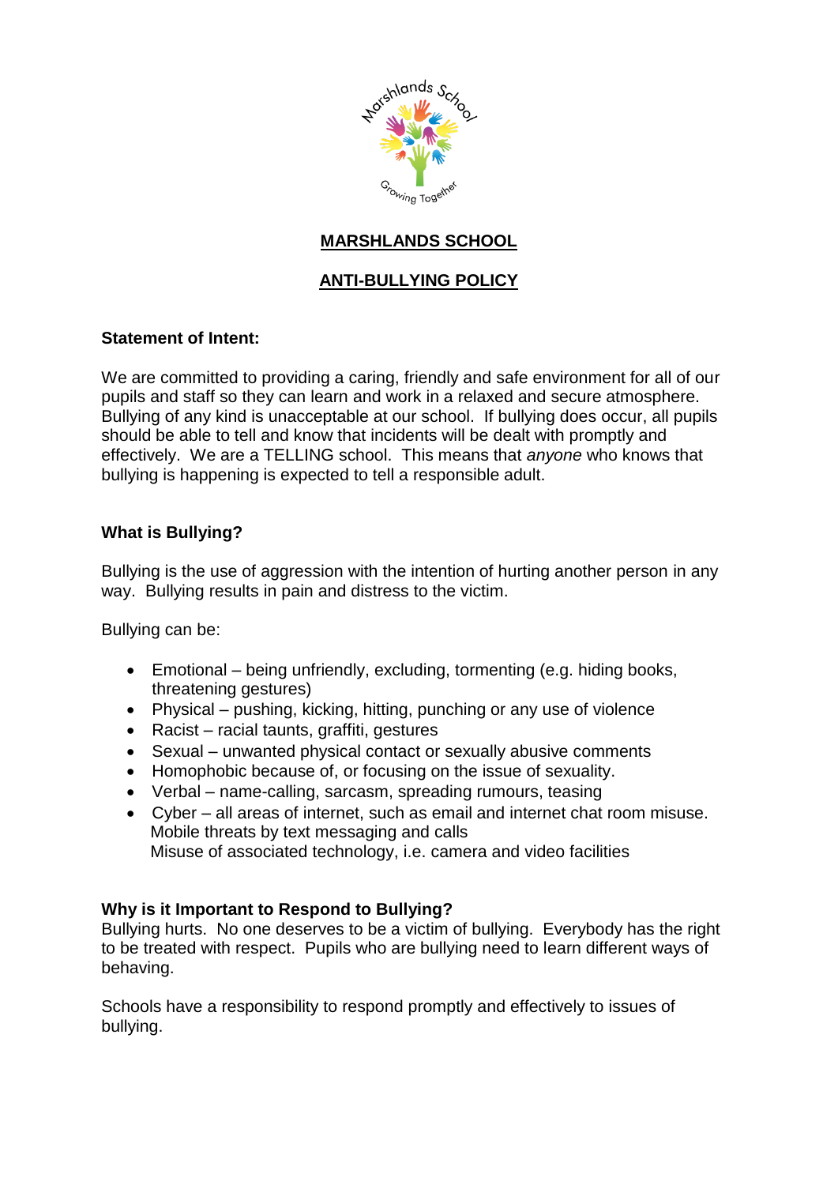# MARSHLANDS SCHOOL

## ANTI-BULLYING POLICY

**Statement of Intent:**

We are committed to providing a caring, friendly and safe environment for all of our pupils and staff so they can learn and work in a relaxed and secure atmosphere. Bullying of any kind is unacceptable at our school. If bullying does occur, all pupils should be able to tell and know that incidents will be dealt with promptly and effectively. We are a TELLING school. This means that *anyone* who knows that bullying is happening is expected to tell a responsible adult.

**What is Bullying?**

Bullying is the use of aggression with the intention of hurting another person in any way. Bullying results in pain and distress to the victim.

Bullying can be:

- Emotional – being unfriendly, excluding, tormenting (e.g. hiding books, threatening gestures)
- Physical – pushing, kicking, hitting, punching or any use of violence
- Racist – racial taunts, graffiti, gestures
- Sexual – unwanted physical contact or sexually abusive comments
- Homophobic because of, or focusing on the issue of sexuality.
- Verbal – name-calling, sarcasm, spreading rumours, teasing
- Cyber – all areas of internet, such as email and internet chat room misuse.
  Mobile threats by text messaging and calls
  Misuse of associated technology, i.e. camera and video facilities

**Why is it Important to Respond to Bullying?**

Bullying hurts. No one deserves to be a victim of bullying. Everybody has the right to be treated with respect. Pupils who are bullying need to learn different ways of behaving.

Schools have a responsibility to respond promptly and effectively to issues of bullying.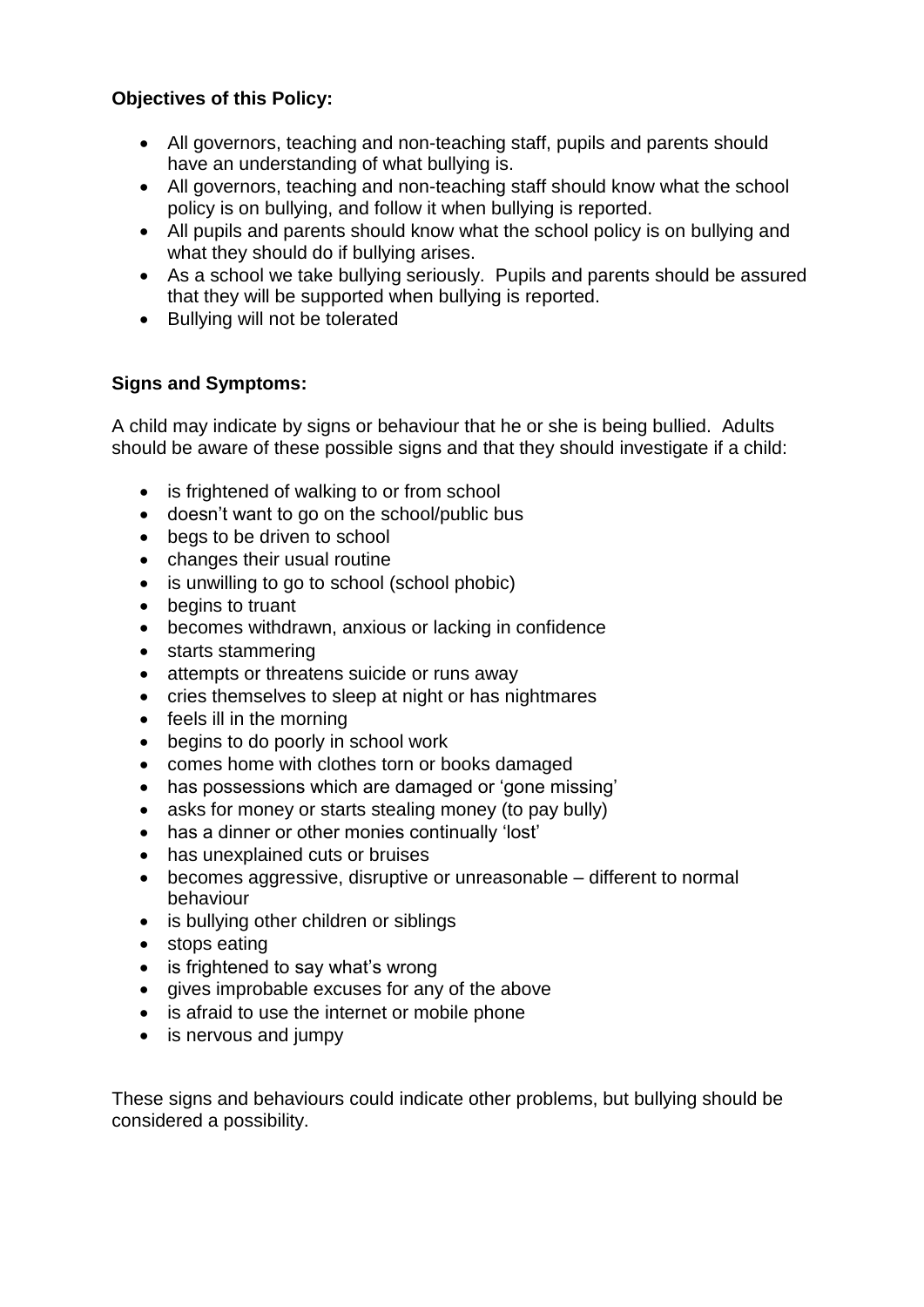**Objectives of this Policy:**

- All governors, teaching and non-teaching staff, pupils and parents should have an understanding of what bullying is.
- All governors, teaching and non-teaching staff should know what the school policy is on bullying, and follow it when bullying is reported.
- All pupils and parents should know what the school policy is on bullying and what they should do if bullying arises.
- As a school we take bullying seriously. Pupils and parents should be assured that they will be supported when bullying is reported.
- Bullying will not be tolerated

**Signs and Symptoms:**

A child may indicate by signs or behaviour that he or she is being bullied. Adults should be aware of these possible signs and that they should investigate if a child:

- is frightened of walking to or from school
- doesn't want to go on the school/public bus
- begs to be driven to school
- changes their usual routine
- is unwilling to go to school (school phobic)
- begins to truant
- becomes withdrawn, anxious or lacking in confidence
- starts stammering
- attempts or threatens suicide or runs away
- cries themselves to sleep at night or has nightmares
- feels ill in the morning
- begins to do poorly in school work
- comes home with clothes torn or books damaged
- has possessions which are damaged or 'gone missing'
- asks for money or starts stealing money (to pay bully)
- has a dinner or other monies continually 'lost'
- has unexplained cuts or bruises
- becomes aggressive, disruptive or unreasonable – different to normal behaviour
- is bullying other children or siblings
- stops eating
- is frightened to say what's wrong
- gives improbable excuses for any of the above
- is afraid to use the internet or mobile phone
- is nervous and jumpy

These signs and behaviours could indicate other problems, but bullying should be considered a possibility.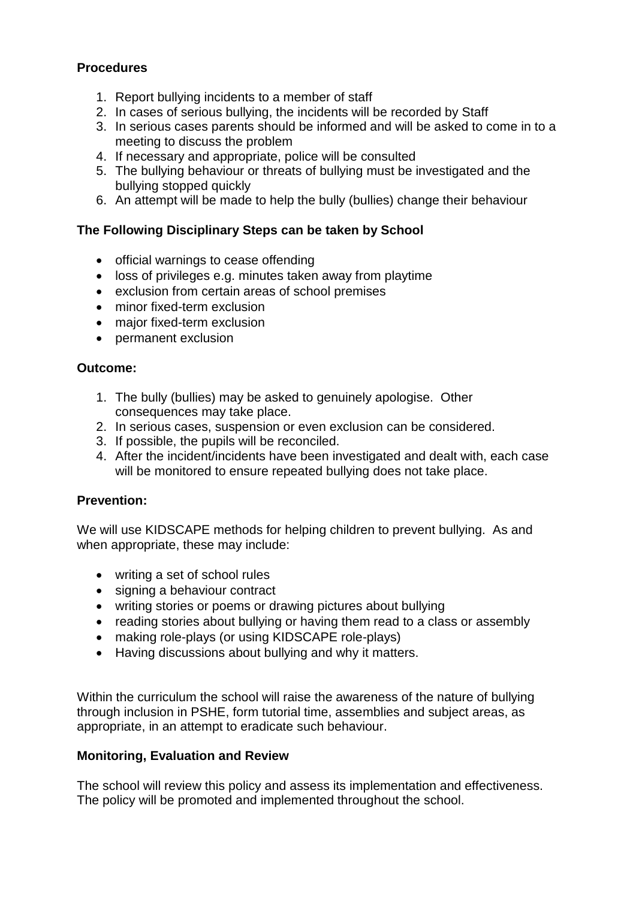**Procedures**

1. Report bullying incidents to a member of staff
2. In cases of serious bullying, the incidents will be recorded by Staff
3. In serious cases parents should be informed and will be asked to come in to a meeting to discuss the problem
4. If necessary and appropriate, police will be consulted
5. The bullying behaviour or threats of bullying must be investigated and the bullying stopped quickly
6. An attempt will be made to help the bully (bullies) change their behaviour

**The Following Disciplinary Steps can be taken by School**

- official warnings to cease offending
- loss of privileges e.g. minutes taken away from playtime
- exclusion from certain areas of school premises
- minor fixed-term exclusion
- major fixed-term exclusion
- permanent exclusion

**Outcome:**

1. The bully (bullies) may be asked to genuinely apologise. Other consequences may take place.
2. In serious cases, suspension or even exclusion can be considered.
3. If possible, the pupils will be reconciled.
4. After the incident/incidents have been investigated and dealt with, each case will be monitored to ensure repeated bullying does not take place.

**Prevention:**

We will use KIDSCAPE methods for helping children to prevent bullying. As and when appropriate, these may include:

- writing a set of school rules
- signing a behaviour contract
- writing stories or poems or drawing pictures about bullying
- reading stories about bullying or having them read to a class or assembly
- making role-plays (or using KIDSCAPE role-plays)
- Having discussions about bullying and why it matters.

Within the curriculum the school will raise the awareness of the nature of bullying through inclusion in PSHE, form tutorial time, assemblies and subject areas, as appropriate, in an attempt to eradicate such behaviour.

**Monitoring, Evaluation and Review**

The school will review this policy and assess its implementation and effectiveness. The policy will be promoted and implemented throughout the school.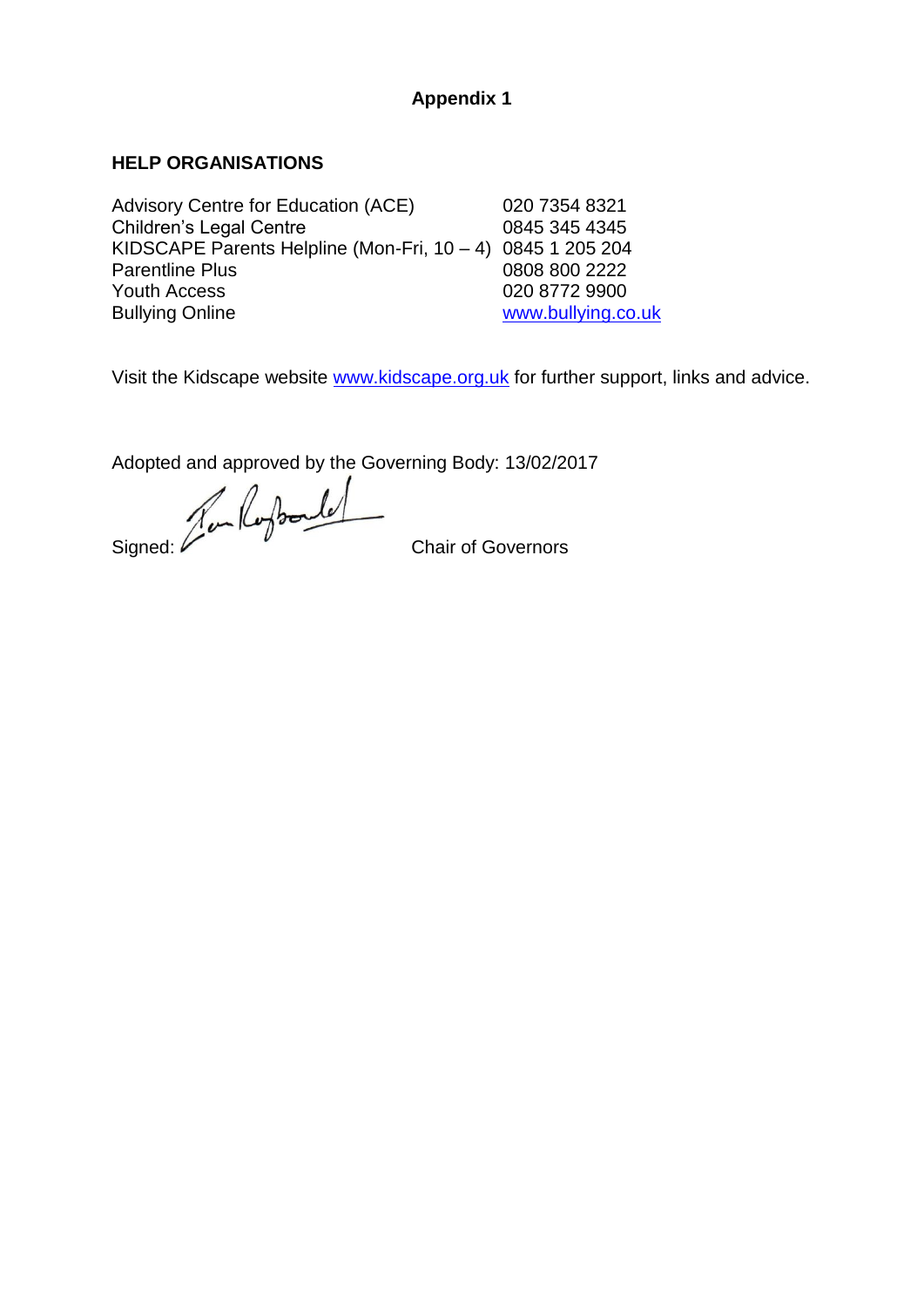## Appendix 1

### HELP ORGANISATIONS

| | |
|---|---|
| Advisory Centre for Education (ACE) | 020 7354 8321 |
| Children's Legal Centre | 0845 345 4345 |
| KIDSCAPE Parents Helpline (Mon-Fri, 10 – 4) | 0845 1 205 204 |
| Parentline Plus | 0808 800 2222 |
| Youth Access | 020 8772 9900 |
| Bullying Online | www.bullying.co.uk |

Visit the Kidscape website www.kidscape.org.uk for further support, links and advice.

Adopted and approved by the Governing Body: 13/02/2017

Signed: Chair of Governors